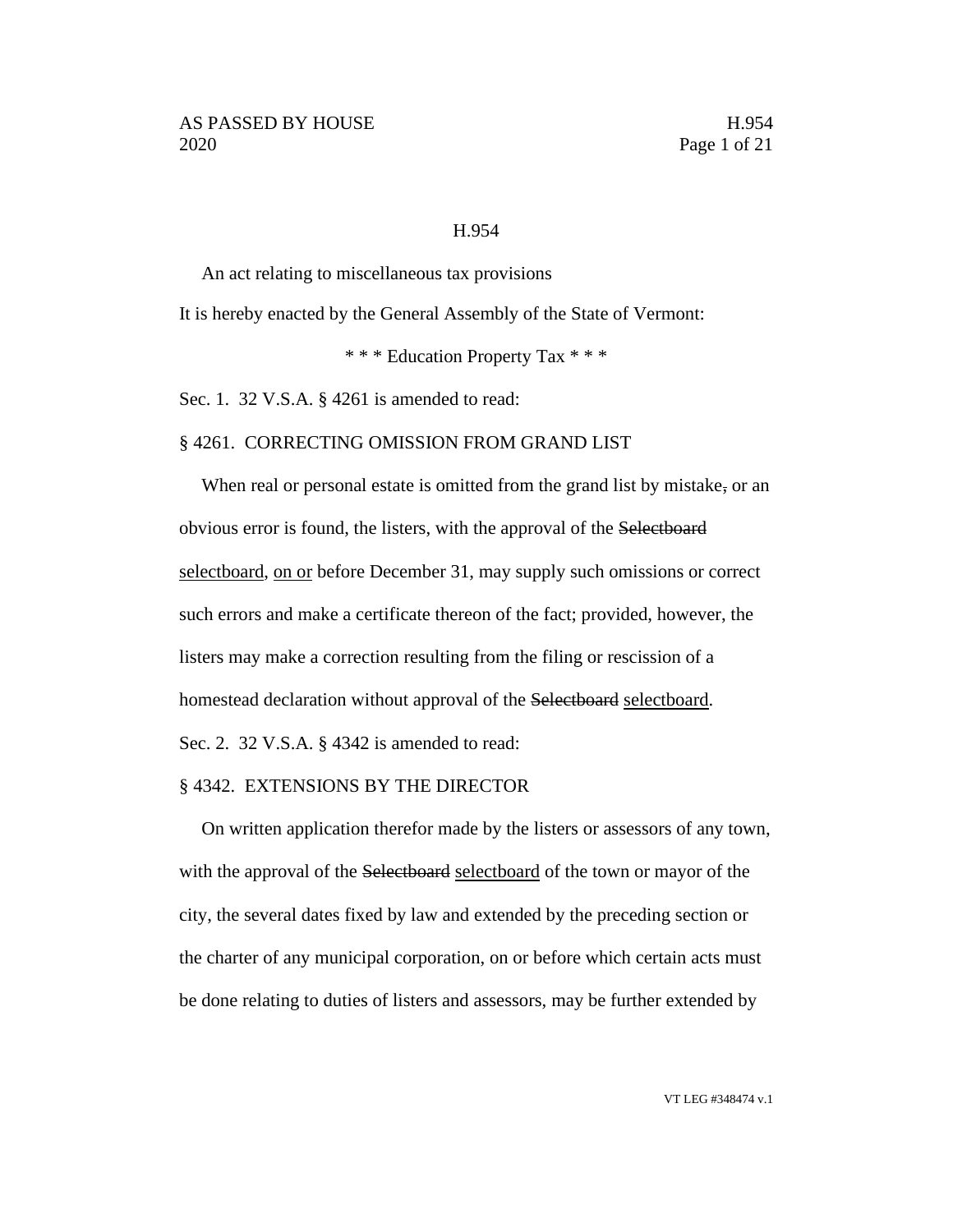H.954

An act relating to miscellaneous tax provisions

It is hereby enacted by the General Assembly of the State of Vermont:

\* \* \* Education Property Tax \* \* \*

Sec. 1. 32 V.S.A. § 4261 is amended to read:

§ 4261. CORRECTING OMISSION FROM GRAND LIST

When real or personal estate is omitted from the grand list by mistake~~,~~ or an obvious error is found, the listers, with the approval of the ~~Selectboard~~ <u>selectboard</u>, <u>on or</u> before December 31, may supply such omissions or correct such errors and make a certificate thereon of the fact; provided, however, the listers may make a correction resulting from the filing or rescission of a homestead declaration without approval of the ~~Selectboard~~ <u>selectboard</u>.

Sec. 2. 32 V.S.A. § 4342 is amended to read:

§ 4342. EXTENSIONS BY THE DIRECTOR

On written application therefor made by the listers or assessors of any town, with the approval of the ~~Selectboard~~ <u>selectboard</u> of the town or mayor of the city, the several dates fixed by law and extended by the preceding section or the charter of any municipal corporation, on or before which certain acts must be done relating to duties of listers and assessors, may be further extended by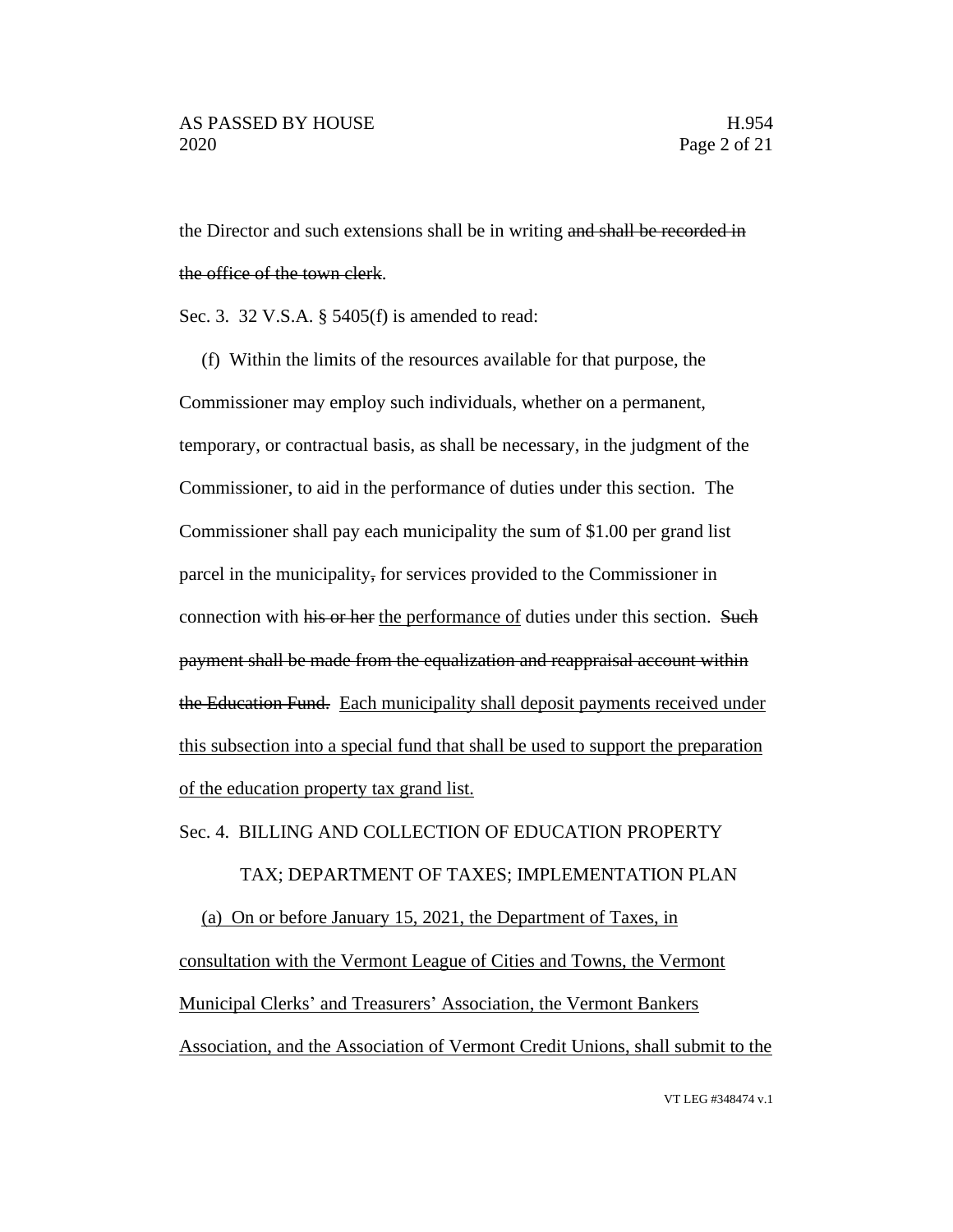the Director and such extensions shall be in writing ~~and shall be recorded in the office of the town clerk~~.

Sec. 3. 32 V.S.A. § 5405(f) is amended to read:

(f) Within the limits of the resources available for that purpose, the Commissioner may employ such individuals, whether on a permanent, temporary, or contractual basis, as shall be necessary, in the judgment of the Commissioner, to aid in the performance of duties under this section. The Commissioner shall pay each municipality the sum of $1.00 per grand list parcel in the municipality~~,~~ for services provided to the Commissioner in connection with ~~his or her~~ <u>the performance of</u> duties under this section. ~~Such payment shall be made from the equalization and reappraisal account within the Education Fund.~~ <u>Each municipality shall deposit payments received under this subsection into a special fund that shall be used to support the preparation of the education property tax grand list.</u>

Sec. 4. BILLING AND COLLECTION OF EDUCATION PROPERTY TAX; DEPARTMENT OF TAXES; IMPLEMENTATION PLAN

<u>(a) On or before January 15, 2021, the Department of Taxes, in consultation with the Vermont League of Cities and Towns, the Vermont Municipal Clerks' and Treasurers' Association, the Vermont Bankers Association, and the Association of Vermont Credit Unions, shall submit to the</u>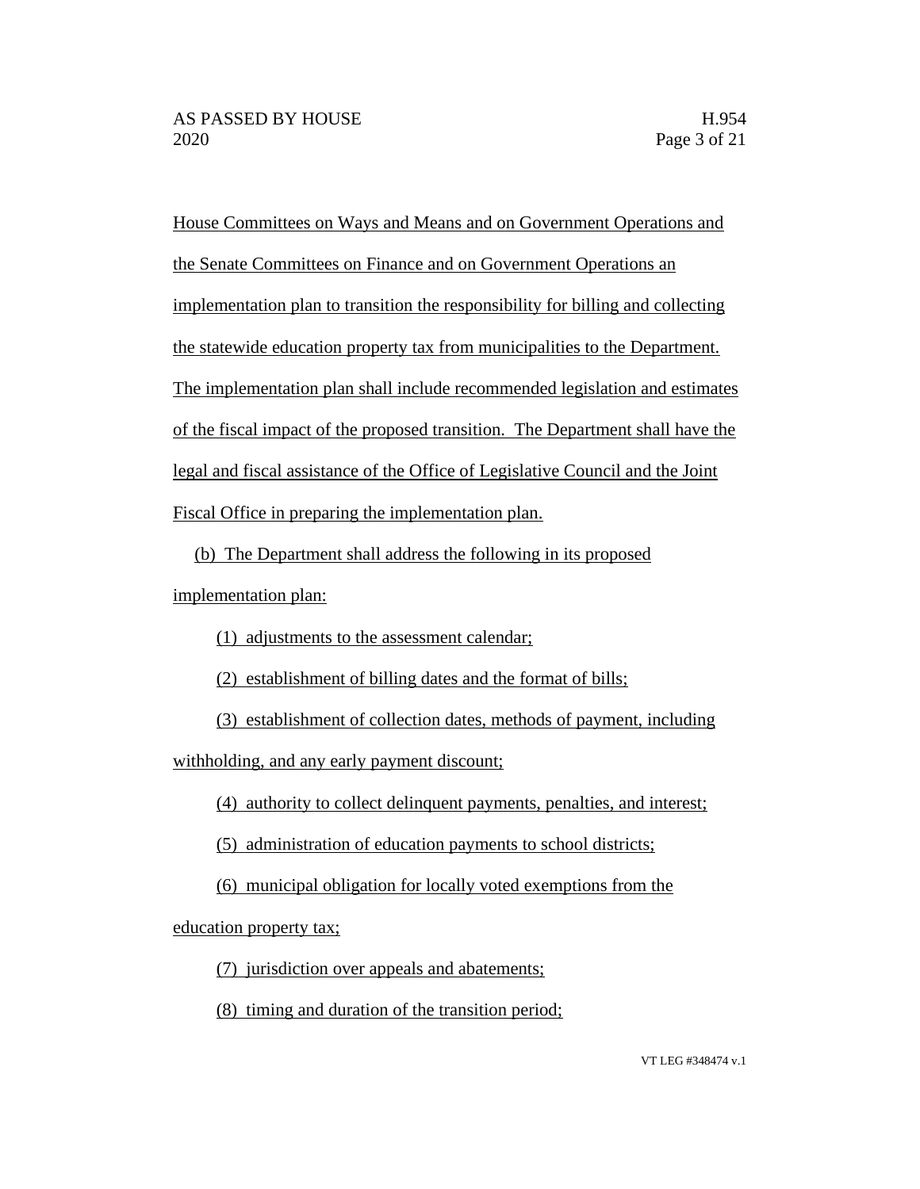House Committees on Ways and Means and on Government Operations and the Senate Committees on Finance and on Government Operations an implementation plan to transition the responsibility for billing and collecting the statewide education property tax from municipalities to the Department. The implementation plan shall include recommended legislation and estimates of the fiscal impact of the proposed transition. The Department shall have the legal and fiscal assistance of the Office of Legislative Council and the Joint Fiscal Office in preparing the implementation plan.

(b) The Department shall address the following in its proposed implementation plan:

(1) adjustments to the assessment calendar;

(2) establishment of billing dates and the format of bills;

(3) establishment of collection dates, methods of payment, including withholding, and any early payment discount;

(4) authority to collect delinquent payments, penalties, and interest;

(5) administration of education payments to school districts;

(6) municipal obligation for locally voted exemptions from the education property tax;

(7) jurisdiction over appeals and abatements;

(8) timing and duration of the transition period;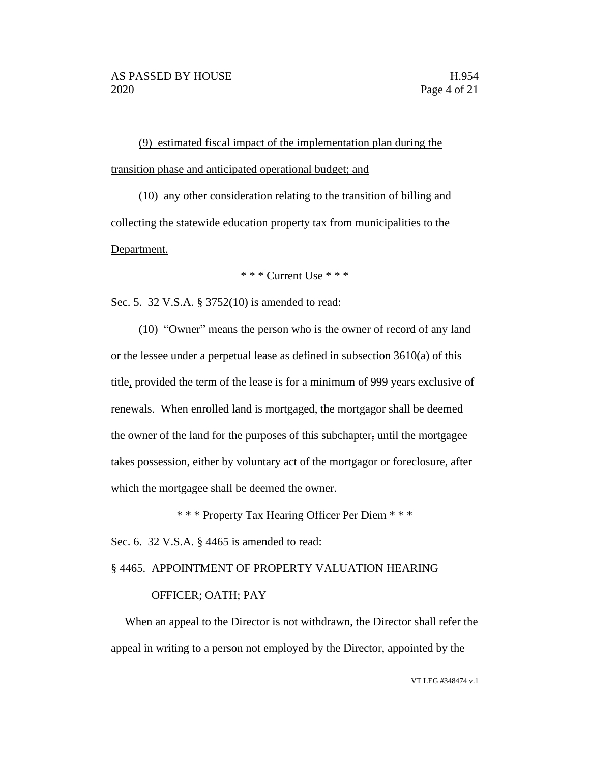(9) estimated fiscal impact of the implementation plan during the transition phase and anticipated operational budget; and

(10) any other consideration relating to the transition of billing and collecting the statewide education property tax from municipalities to the Department.

\* \* \* Current Use \* \* \*

Sec. 5. 32 V.S.A. § 3752(10) is amended to read:

(10) "Owner" means the person who is the owner ~~of record~~ of any land or the lessee under a perpetual lease as defined in subsection 3610(a) of this title, provided the term of the lease is for a minimum of 999 years exclusive of renewals. When enrolled land is mortgaged, the mortgagor shall be deemed the owner of the land for the purposes of this subchapter~~,~~ until the mortgagee takes possession, either by voluntary act of the mortgagor or foreclosure, after which the mortgagee shall be deemed the owner.

\* \* \* Property Tax Hearing Officer Per Diem \* \* \*

Sec. 6. 32 V.S.A. § 4465 is amended to read:

§ 4465. APPOINTMENT OF PROPERTY VALUATION HEARING OFFICER; OATH; PAY

When an appeal to the Director is not withdrawn, the Director shall refer the appeal in writing to a person not employed by the Director, appointed by the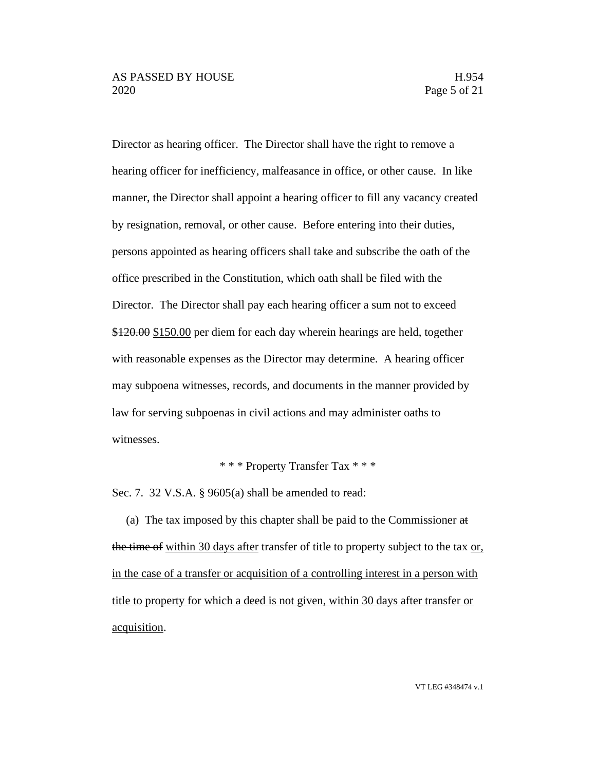Director as hearing officer. The Director shall have the right to remove a hearing officer for inefficiency, malfeasance in office, or other cause. In like manner, the Director shall appoint a hearing officer to fill any vacancy created by resignation, removal, or other cause. Before entering into their duties, persons appointed as hearing officers shall take and subscribe the oath of the office prescribed in the Constitution, which oath shall be filed with the Director. The Director shall pay each hearing officer a sum not to exceed ~~$120.00~~ <u>$150.00</u> per diem for each day wherein hearings are held, together with reasonable expenses as the Director may determine. A hearing officer may subpoena witnesses, records, and documents in the manner provided by law for serving subpoenas in civil actions and may administer oaths to witnesses.

\* \* \* Property Transfer Tax \* \* \*

Sec. 7. 32 V.S.A. § 9605(a) shall be amended to read:

(a) The tax imposed by this chapter shall be paid to the Commissioner ~~at the time of~~ <u>within 30 days after</u> transfer of title to property subject to the tax <u>or, in the case of a transfer or acquisition of a controlling interest in a person with title to property for which a deed is not given, within 30 days after transfer or acquisition</u>.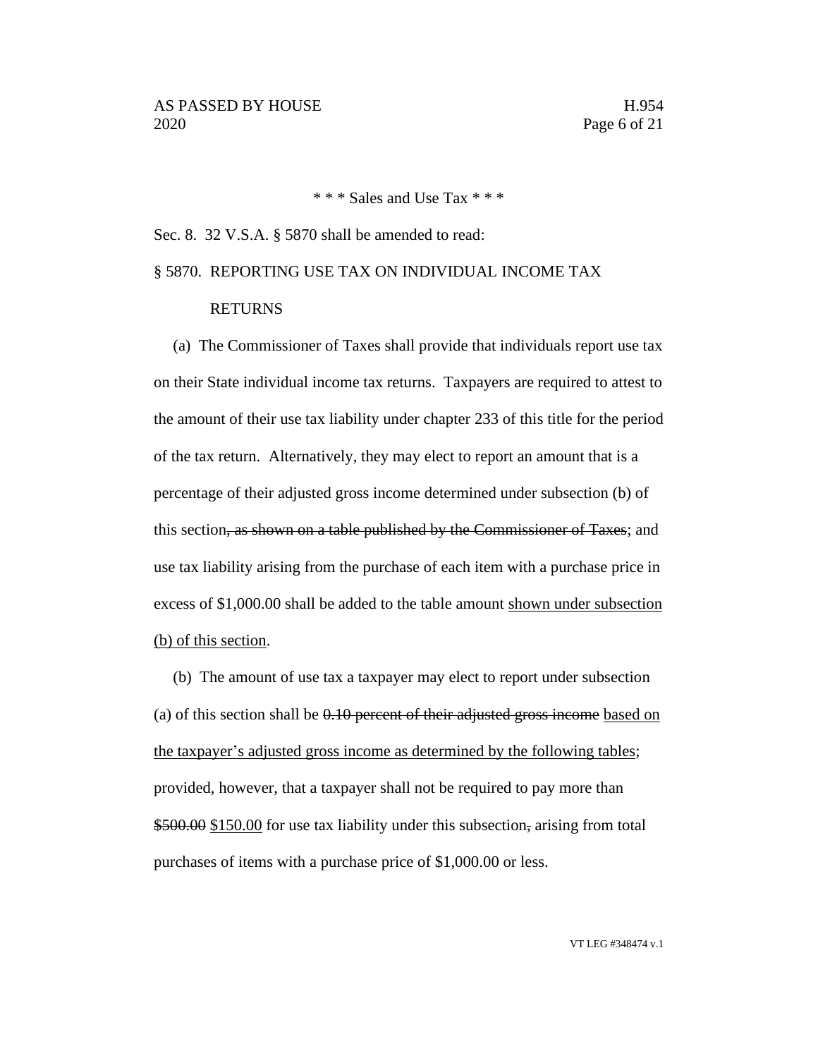\* \* \* Sales and Use Tax \* \* \*

Sec. 8. 32 V.S.A. § 5870 shall be amended to read:

§ 5870. REPORTING USE TAX ON INDIVIDUAL INCOME TAX RETURNS

(a) The Commissioner of Taxes shall provide that individuals report use tax on their State individual income tax returns. Taxpayers are required to attest to the amount of their use tax liability under chapter 233 of this title for the period of the tax return. Alternatively, they may elect to report an amount that is a percentage of their adjusted gross income determined under subsection (b) of this section~~, as shown on a table published by the Commissioner of Taxes~~; and use tax liability arising from the purchase of each item with a purchase price in excess of $1,000.00 shall be added to the table amount <u>shown under subsection (b) of this section</u>.

(b) The amount of use tax a taxpayer may elect to report under subsection (a) of this section shall be ~~0.10 percent of their adjusted gross income~~ <u>based on the taxpayer's adjusted gross income as determined by the following tables</u>; provided, however, that a taxpayer shall not be required to pay more than ~~$500.00~~ <u>$150.00</u> for use tax liability under this subsection~~,~~ arising from total purchases of items with a purchase price of $1,000.00 or less.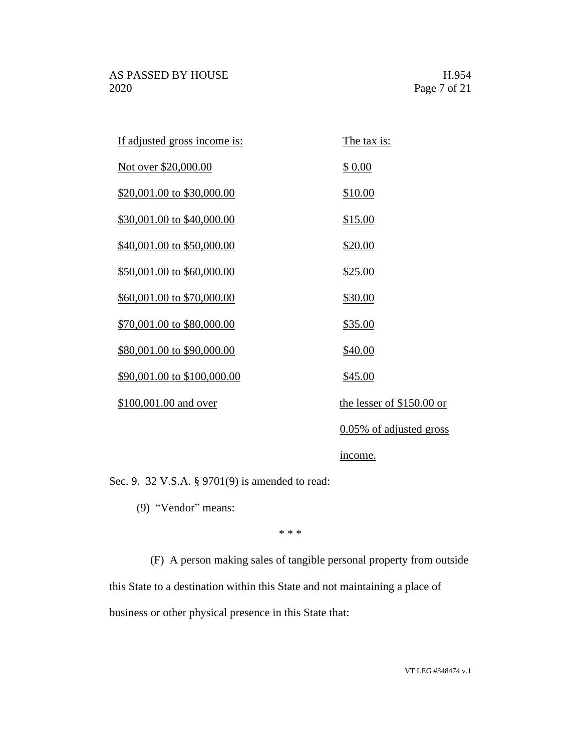| If adjusted gross income is: | The tax is: |
|---|---|
| Not over $20,000.00 | $ 0.00 |
| $20,001.00 to $30,000.00 | $10.00 |
| $30,001.00 to $40,000.00 | $15.00 |
| $40,001.00 to $50,000.00 | $20.00 |
| $50,001.00 to $60,000.00 | $25.00 |
| $60,001.00 to $70,000.00 | $30.00 |
| $70,001.00 to $80,000.00 | $35.00 |
| $80,001.00 to $90,000.00 | $40.00 |
| $90,001.00 to $100,000.00 | $45.00 |
| $100,001.00 and over | the lesser of $150.00 or 0.05% of adjusted gross income. |

Sec. 9. 32 V.S.A. § 9701(9) is amended to read:

(9) "Vendor" means:

\* \* \*

(F) A person making sales of tangible personal property from outside this State to a destination within this State and not maintaining a place of business or other physical presence in this State that: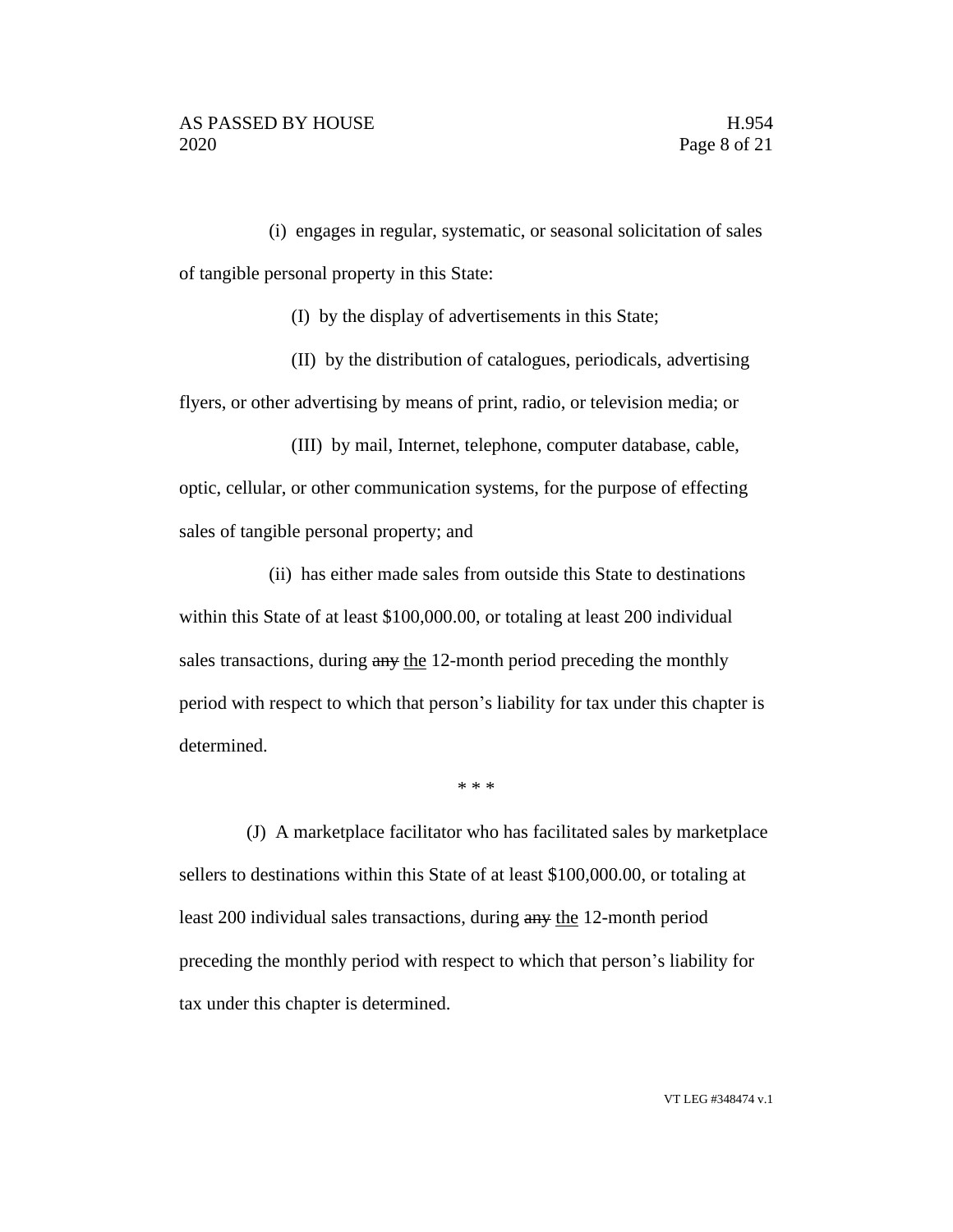(i) engages in regular, systematic, or seasonal solicitation of sales of tangible personal property in this State:

(I) by the display of advertisements in this State;

(II) by the distribution of catalogues, periodicals, advertising flyers, or other advertising by means of print, radio, or television media; or

(III) by mail, Internet, telephone, computer database, cable, optic, cellular, or other communication systems, for the purpose of effecting sales of tangible personal property; and

(ii) has either made sales from outside this State to destinations within this State of at least $100,000.00, or totaling at least 200 individual sales transactions, during ~~any~~ <u>the</u> 12-month period preceding the monthly period with respect to which that person's liability for tax under this chapter is determined.

\* \* \*

(J) A marketplace facilitator who has facilitated sales by marketplace sellers to destinations within this State of at least $100,000.00, or totaling at least 200 individual sales transactions, during ~~any~~ <u>the</u> 12-month period preceding the monthly period with respect to which that person's liability for tax under this chapter is determined.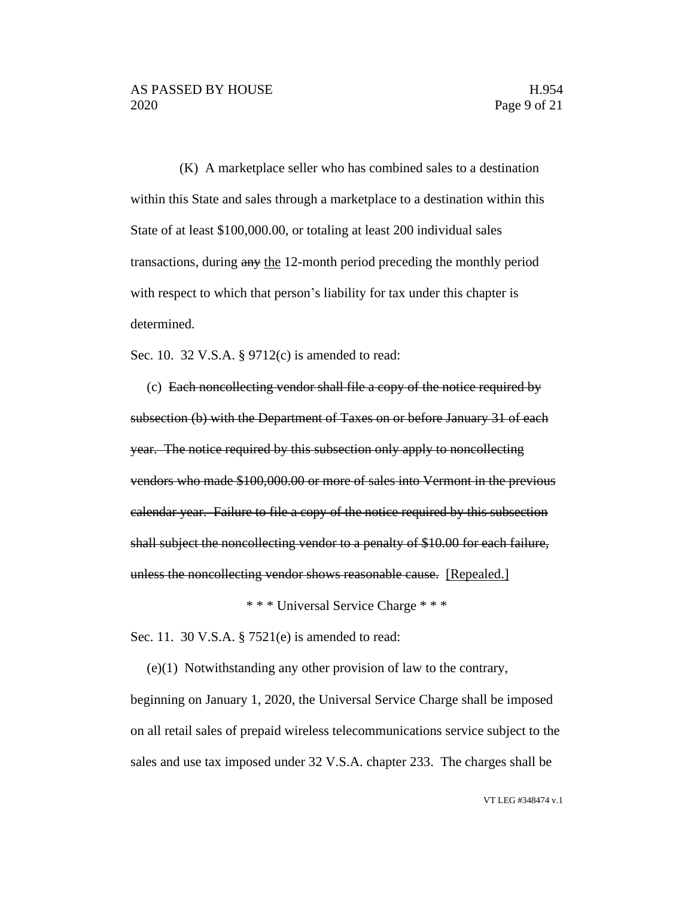(K) A marketplace seller who has combined sales to a destination within this State and sales through a marketplace to a destination within this State of at least $100,000.00, or totaling at least 200 individual sales transactions, during ~~any~~ <u>the</u> 12-month period preceding the monthly period with respect to which that person's liability for tax under this chapter is determined.

Sec. 10. 32 V.S.A. § 9712(c) is amended to read:

(c) ~~Each noncollecting vendor shall file a copy of the notice required by subsection (b) with the Department of Taxes on or before January 31 of each year. The notice required by this subsection only apply to noncollecting vendors who made $100,000.00 or more of sales into Vermont in the previous calendar year. Failure to file a copy of the notice required by this subsection shall subject the noncollecting vendor to a penalty of $10.00 for each failure, unless the noncollecting vendor shows reasonable cause.~~ <u>[Repealed.]</u>

\* \* \* Universal Service Charge \* \* \*

Sec. 11. 30 V.S.A. § 7521(e) is amended to read:

(e)(1) Notwithstanding any other provision of law to the contrary, beginning on January 1, 2020, the Universal Service Charge shall be imposed on all retail sales of prepaid wireless telecommunications service subject to the sales and use tax imposed under 32 V.S.A. chapter 233. The charges shall be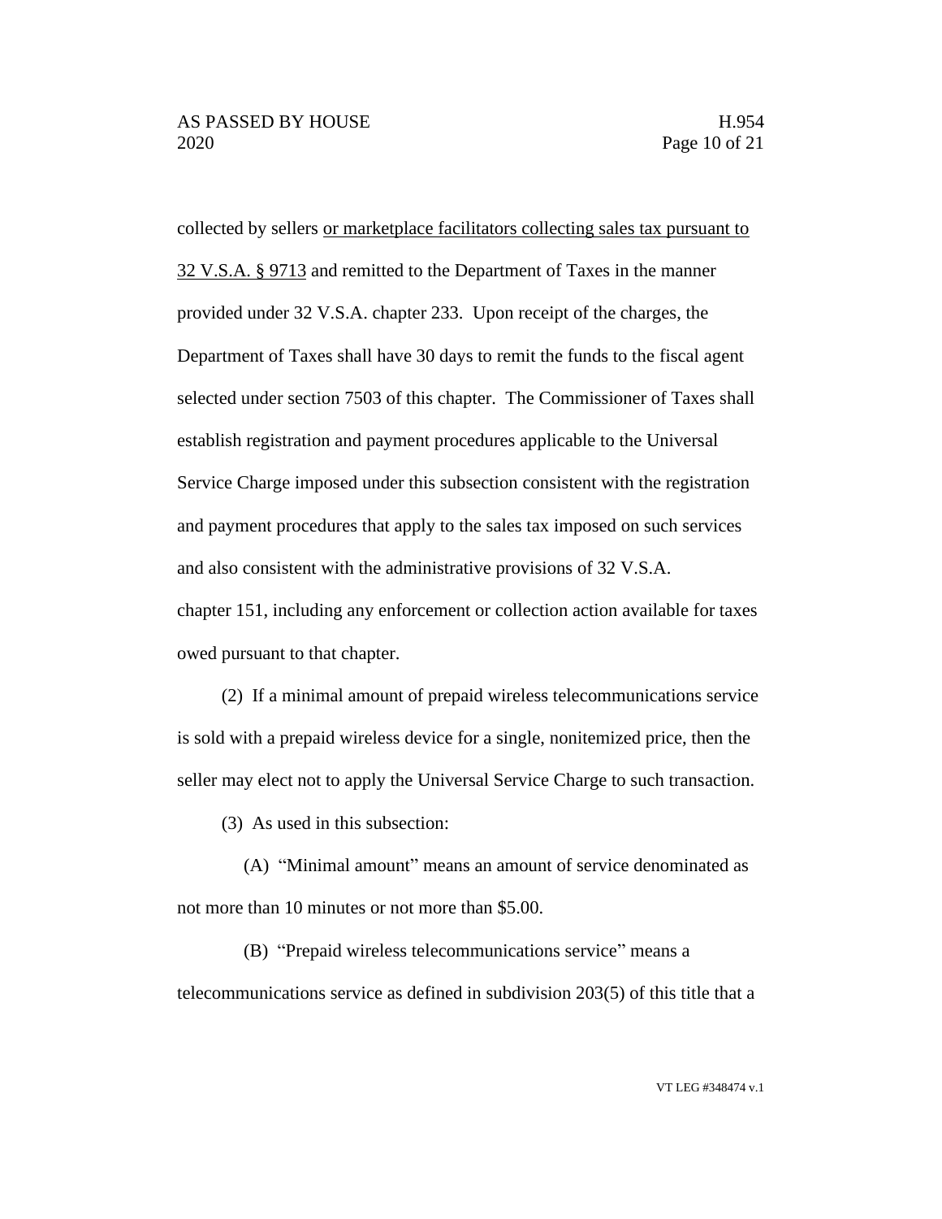collected by sellers <u>or marketplace facilitators collecting sales tax pursuant to 32 V.S.A. § 9713</u> and remitted to the Department of Taxes in the manner provided under 32 V.S.A. chapter 233. Upon receipt of the charges, the Department of Taxes shall have 30 days to remit the funds to the fiscal agent selected under section 7503 of this chapter. The Commissioner of Taxes shall establish registration and payment procedures applicable to the Universal Service Charge imposed under this subsection consistent with the registration and payment procedures that apply to the sales tax imposed on such services and also consistent with the administrative provisions of 32 V.S.A. chapter 151, including any enforcement or collection action available for taxes owed pursuant to that chapter.

(2) If a minimal amount of prepaid wireless telecommunications service is sold with a prepaid wireless device for a single, nonitemized price, then the seller may elect not to apply the Universal Service Charge to such transaction.

(3) As used in this subsection:

(A) "Minimal amount" means an amount of service denominated as not more than 10 minutes or not more than $5.00.

(B) "Prepaid wireless telecommunications service" means a telecommunications service as defined in subdivision 203(5) of this title that a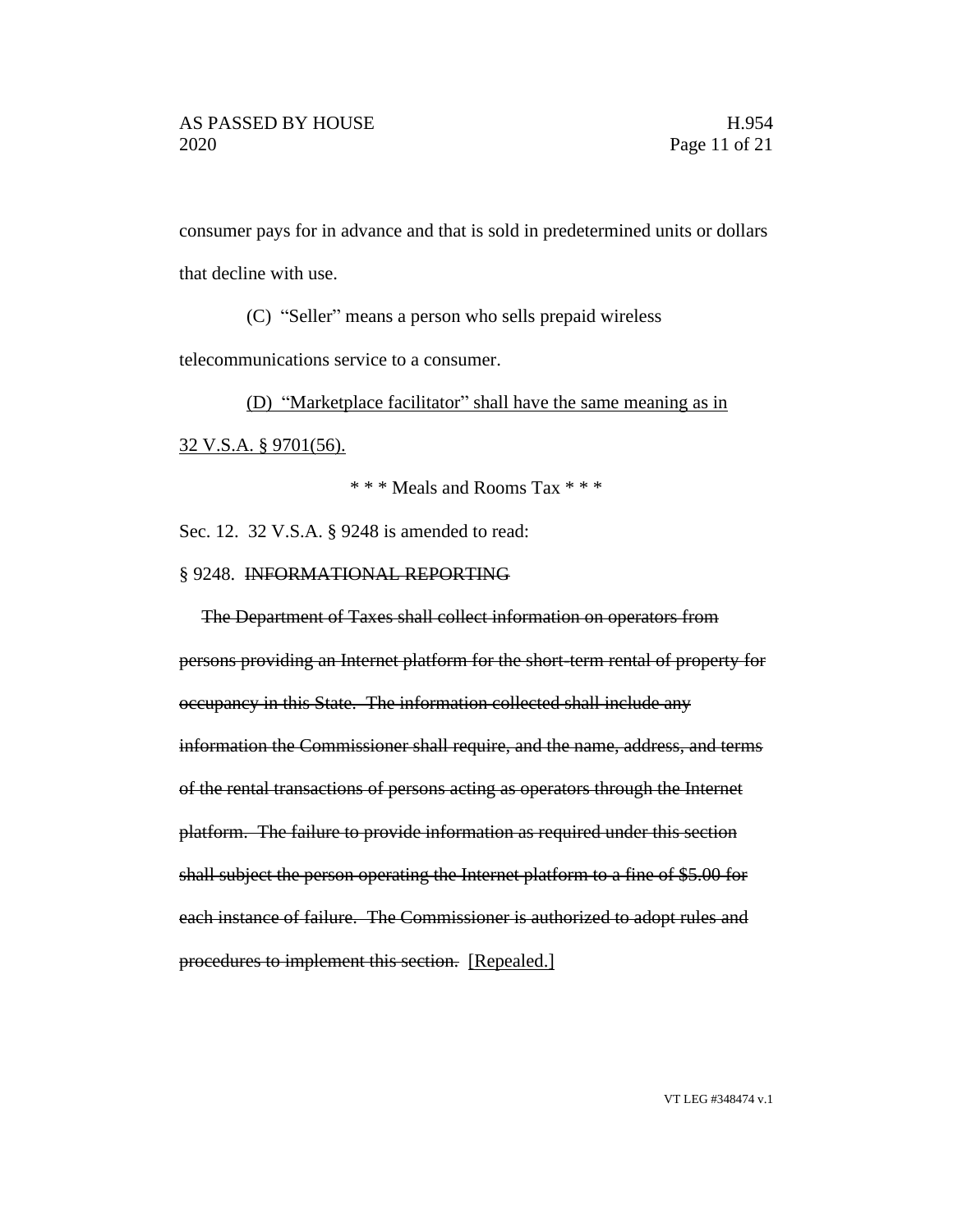consumer pays for in advance and that is sold in predetermined units or dollars that decline with use.

(C) "Seller" means a person who sells prepaid wireless telecommunications service to a consumer.

<u>(D) "Marketplace facilitator" shall have the same meaning as in 32 V.S.A. § 9701(56).</u>

\* \* \* Meals and Rooms Tax \* \* \*

Sec. 12. 32 V.S.A. § 9248 is amended to read:

§ 9248. ~~INFORMATIONAL REPORTING~~

~~The Department of Taxes shall collect information on operators from persons providing an Internet platform for the short-term rental of property for occupancy in this State. The information collected shall include any information the Commissioner shall require, and the name, address, and terms of the rental transactions of persons acting as operators through the Internet platform. The failure to provide information as required under this section shall subject the person operating the Internet platform to a fine of $5.00 for each instance of failure. The Commissioner is authorized to adopt rules and procedures to implement this section.~~ <u>[Repealed.]</u>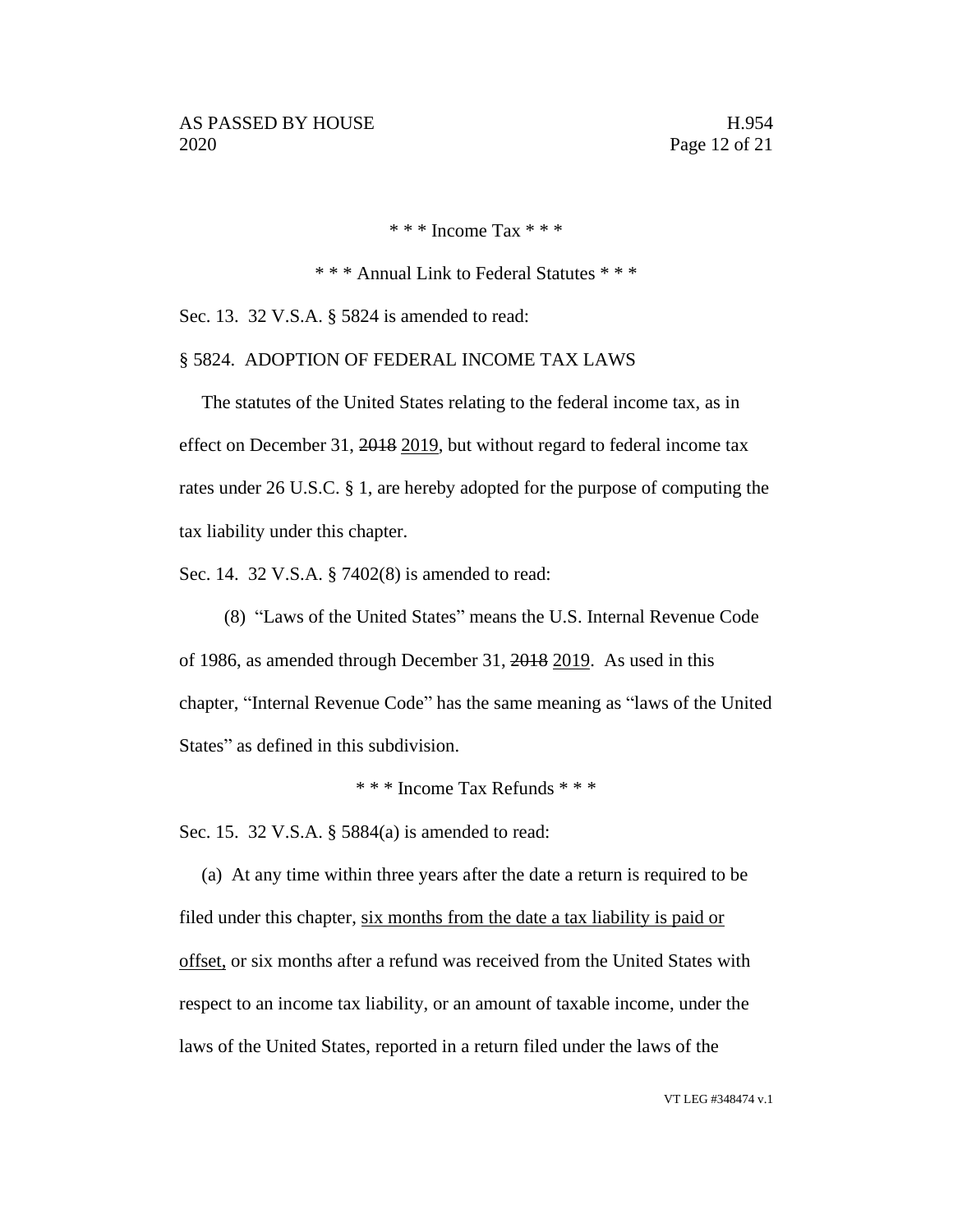\* \* \* Income Tax \* \* \*

\* \* \* Annual Link to Federal Statutes \* \* \*

Sec. 13. 32 V.S.A. § 5824 is amended to read:

§ 5824. ADOPTION OF FEDERAL INCOME TAX LAWS

The statutes of the United States relating to the federal income tax, as in effect on December 31, ~~2018~~ <u>2019</u>, but without regard to federal income tax rates under 26 U.S.C. § 1, are hereby adopted for the purpose of computing the tax liability under this chapter.

Sec. 14. 32 V.S.A. § 7402(8) is amended to read:

(8) "Laws of the United States" means the U.S. Internal Revenue Code of 1986, as amended through December 31, ~~2018~~ <u>2019</u>. As used in this chapter, "Internal Revenue Code" has the same meaning as "laws of the United States" as defined in this subdivision.

\* \* \* Income Tax Refunds \* \* \*

Sec. 15. 32 V.S.A. § 5884(a) is amended to read:

(a) At any time within three years after the date a return is required to be filed under this chapter, <u>six months from the date a tax liability is paid or offset,</u> or six months after a refund was received from the United States with respect to an income tax liability, or an amount of taxable income, under the laws of the United States, reported in a return filed under the laws of the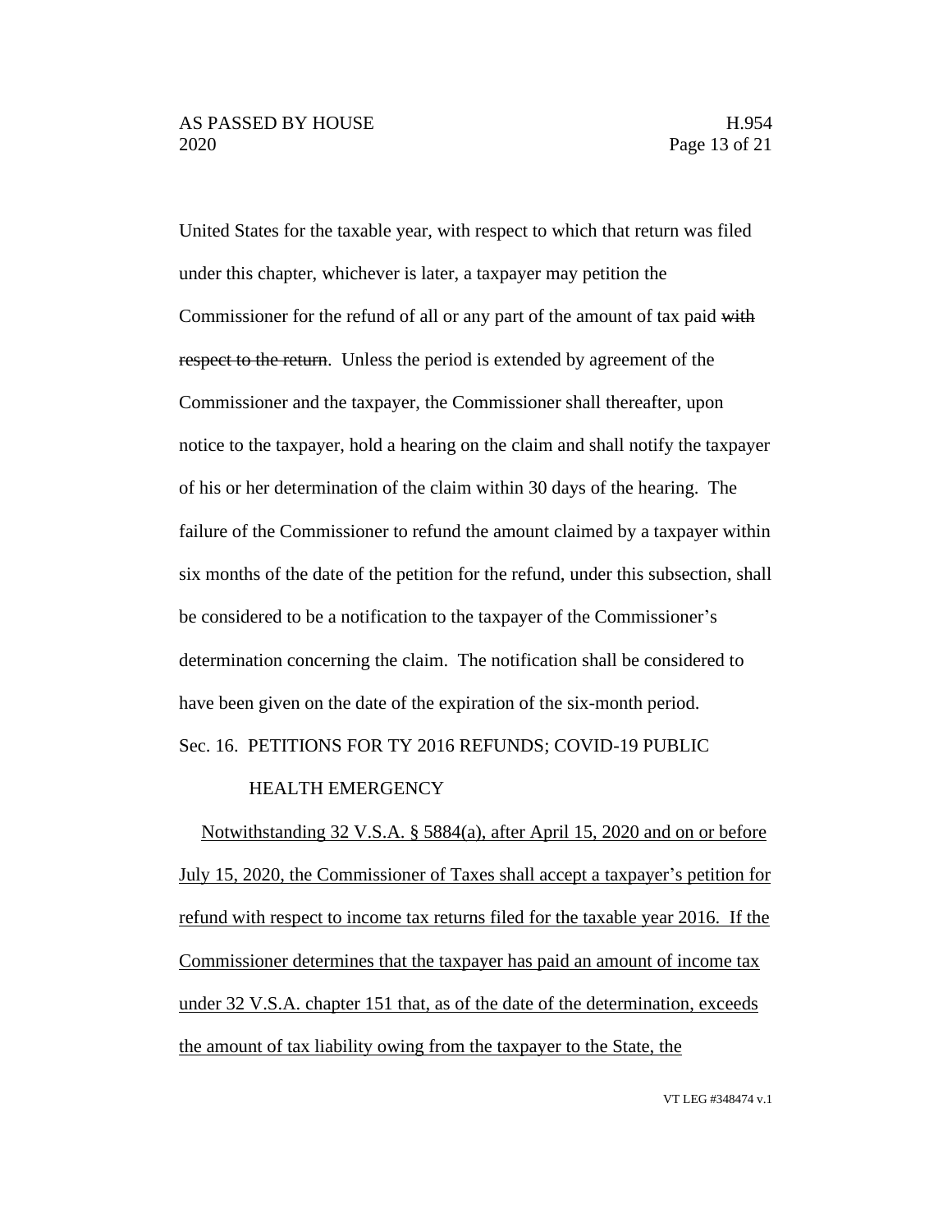United States for the taxable year, with respect to which that return was filed under this chapter, whichever is later, a taxpayer may petition the Commissioner for the refund of all or any part of the amount of tax paid ~~with respect to the return~~. Unless the period is extended by agreement of the Commissioner and the taxpayer, the Commissioner shall thereafter, upon notice to the taxpayer, hold a hearing on the claim and shall notify the taxpayer of his or her determination of the claim within 30 days of the hearing. The failure of the Commissioner to refund the amount claimed by a taxpayer within six months of the date of the petition for the refund, under this subsection, shall be considered to be a notification to the taxpayer of the Commissioner's determination concerning the claim. The notification shall be considered to have been given on the date of the expiration of the six-month period.

Sec. 16. PETITIONS FOR TY 2016 REFUNDS; COVID-19 PUBLIC HEALTH EMERGENCY

<u>Notwithstanding 32 V.S.A. § 5884(a), after April 15, 2020 and on or before July 15, 2020, the Commissioner of Taxes shall accept a taxpayer's petition for refund with respect to income tax returns filed for the taxable year 2016. If the Commissioner determines that the taxpayer has paid an amount of income tax under 32 V.S.A. chapter 151 that, as of the date of the determination, exceeds the amount of tax liability owing from the taxpayer to the State, the</u>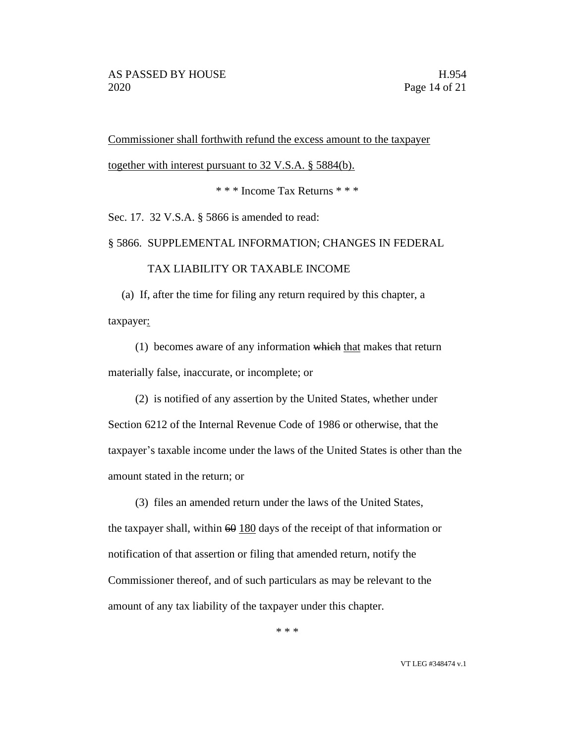Commissioner shall forthwith refund the excess amount to the taxpayer together with interest pursuant to 32 V.S.A. § 5884(b).

\* \* \* Income Tax Returns \* \* \*

Sec. 17. 32 V.S.A. § 5866 is amended to read:

§ 5866. SUPPLEMENTAL INFORMATION; CHANGES IN FEDERAL TAX LIABILITY OR TAXABLE INCOME

(a) If, after the time for filing any return required by this chapter, a taxpayer:

(1) becomes aware of any information ~~which~~ that makes that return materially false, inaccurate, or incomplete; or

(2) is notified of any assertion by the United States, whether under Section 6212 of the Internal Revenue Code of 1986 or otherwise, that the taxpayer's taxable income under the laws of the United States is other than the amount stated in the return; or

(3) files an amended return under the laws of the United States,

the taxpayer shall, within ~~60~~ 180 days of the receipt of that information or notification of that assertion or filing that amended return, notify the Commissioner thereof, and of such particulars as may be relevant to the amount of any tax liability of the taxpayer under this chapter.

\* \* \*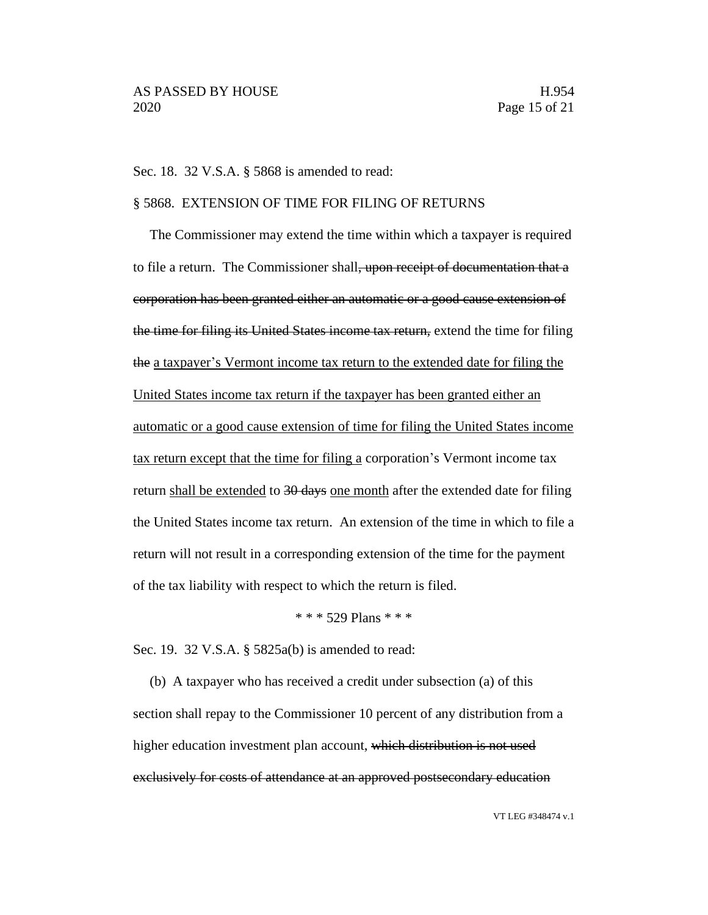Sec. 18. 32 V.S.A. § 5868 is amended to read:

§ 5868. EXTENSION OF TIME FOR FILING OF RETURNS

The Commissioner may extend the time within which a taxpayer is required to file a return. The Commissioner shall~~, upon receipt of documentation that a corporation has been granted either an automatic or a good cause extension of the time for filing its United States income tax return,~~ extend the time for filing ~~the~~ <u>a taxpayer's Vermont income tax return to the extended date for filing the United States income tax return if the taxpayer has been granted either an automatic or a good cause extension of time for filing the United States income tax return except that the time for filing a</u> corporation's Vermont income tax return <u>shall be extended</u> to ~~30 days~~ <u>one month</u> after the extended date for filing the United States income tax return. An extension of the time in which to file a return will not result in a corresponding extension of the time for the payment of the tax liability with respect to which the return is filed.

\* \* \* 529 Plans \* \* \*

Sec. 19. 32 V.S.A. § 5825a(b) is amended to read:

(b) A taxpayer who has received a credit under subsection (a) of this section shall repay to the Commissioner 10 percent of any distribution from a higher education investment plan account, ~~which distribution is not used exclusively for costs of attendance at an approved postsecondary education~~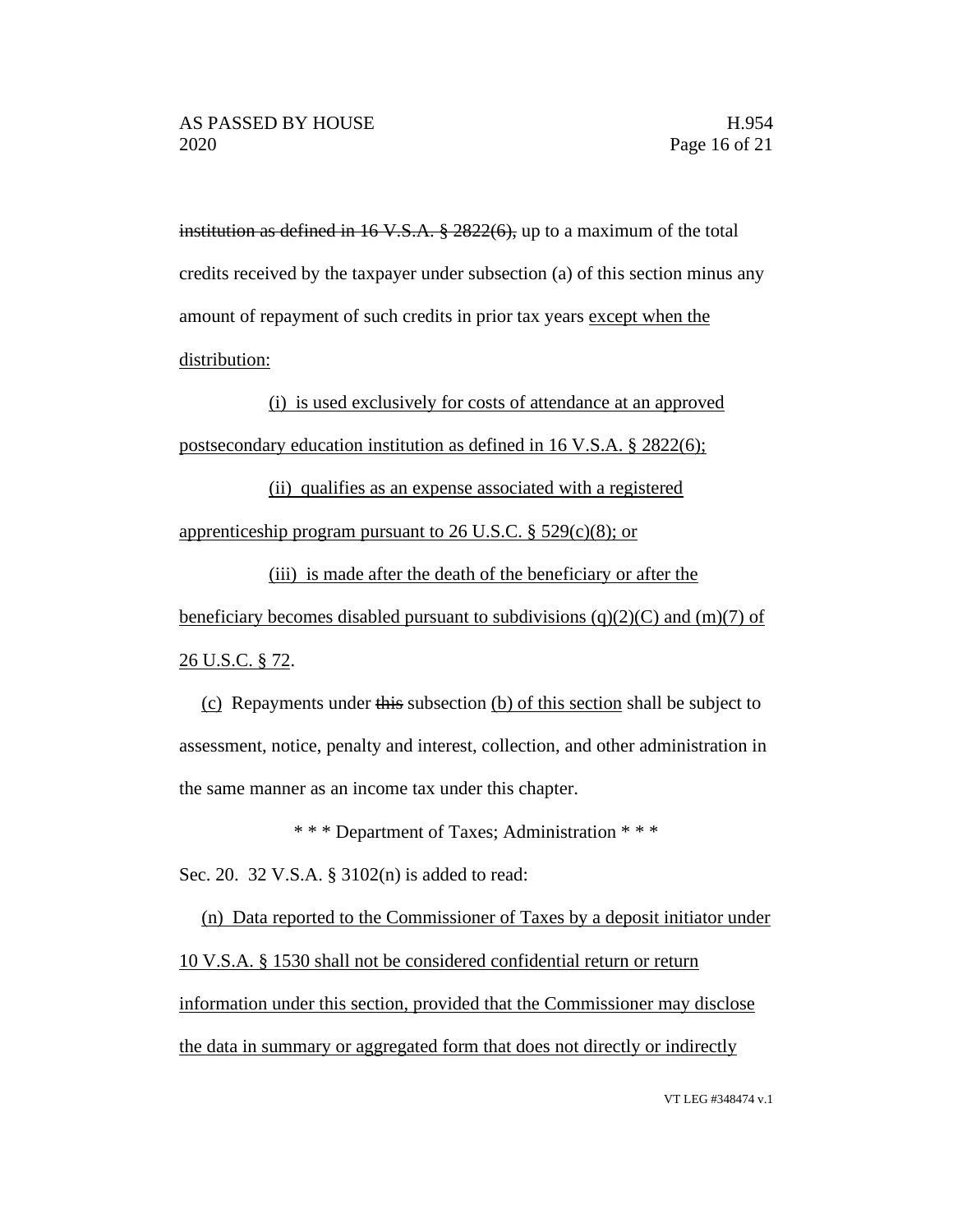~~institution as defined in 16 V.S.A. § 2822(6),~~ up to a maximum of the total credits received by the taxpayer under subsection (a) of this section minus any amount of repayment of such credits in prior tax years <u>except when the distribution:</u>

<u>(i) is used exclusively for costs of attendance at an approved postsecondary education institution as defined in 16 V.S.A. § 2822(6);</u>

<u>(ii) qualifies as an expense associated with a registered apprenticeship program pursuant to 26 U.S.C. § 529(c)(8); or</u>

<u>(iii) is made after the death of the beneficiary or after the beneficiary becomes disabled pursuant to subdivisions (q)(2)(C) and (m)(7) of 26 U.S.C. § 72</u>.

<u>(c)</u> Repayments under ~~this~~ subsection <u>(b) of this section</u> shall be subject to assessment, notice, penalty and interest, collection, and other administration in the same manner as an income tax under this chapter.

\* \* \* Department of Taxes; Administration \* \* \*

Sec. 20. 32 V.S.A. § 3102(n) is added to read:

<u>(n) Data reported to the Commissioner of Taxes by a deposit initiator under 10 V.S.A. § 1530 shall not be considered confidential return or return information under this section, provided that the Commissioner may disclose the data in summary or aggregated form that does not directly or indirectly</u>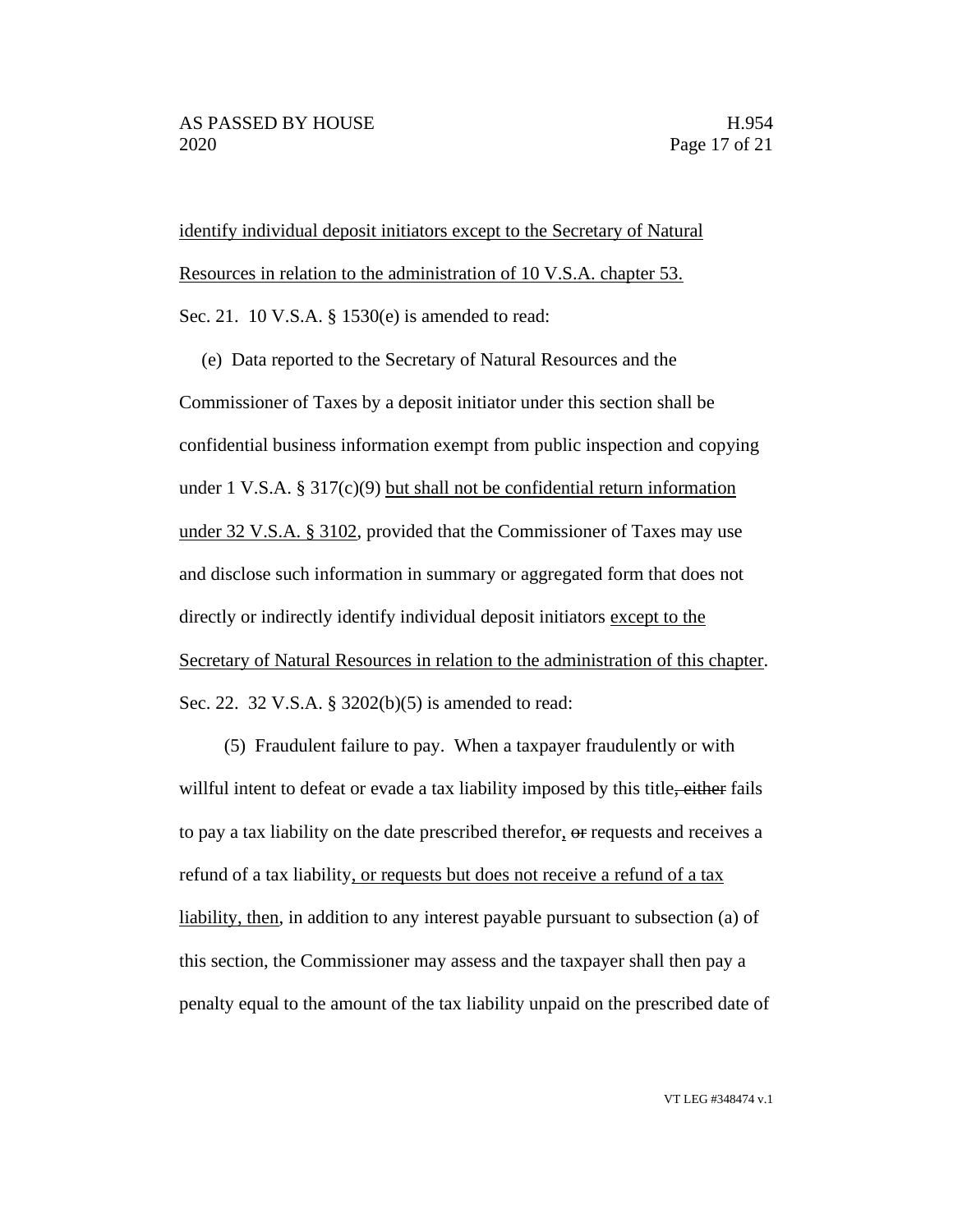identify individual deposit initiators except to the Secretary of Natural Resources in relation to the administration of 10 V.S.A. chapter 53.

Sec. 21. 10 V.S.A. § 1530(e) is amended to read:

(e) Data reported to the Secretary of Natural Resources and the Commissioner of Taxes by a deposit initiator under this section shall be confidential business information exempt from public inspection and copying under 1 V.S.A. § 317(c)(9) but shall not be confidential return information under 32 V.S.A. § 3102, provided that the Commissioner of Taxes may use and disclose such information in summary or aggregated form that does not directly or indirectly identify individual deposit initiators except to the Secretary of Natural Resources in relation to the administration of this chapter.

Sec. 22. 32 V.S.A. § 3202(b)(5) is amended to read:

(5) Fraudulent failure to pay. When a taxpayer fraudulently or with willful intent to defeat or evade a tax liability imposed by this title~~, either~~ fails to pay a tax liability on the date prescribed therefor, ~~or~~ requests and receives a refund of a tax liability, or requests but does not receive a refund of a tax liability, then, in addition to any interest payable pursuant to subsection (a) of this section, the Commissioner may assess and the taxpayer shall then pay a penalty equal to the amount of the tax liability unpaid on the prescribed date of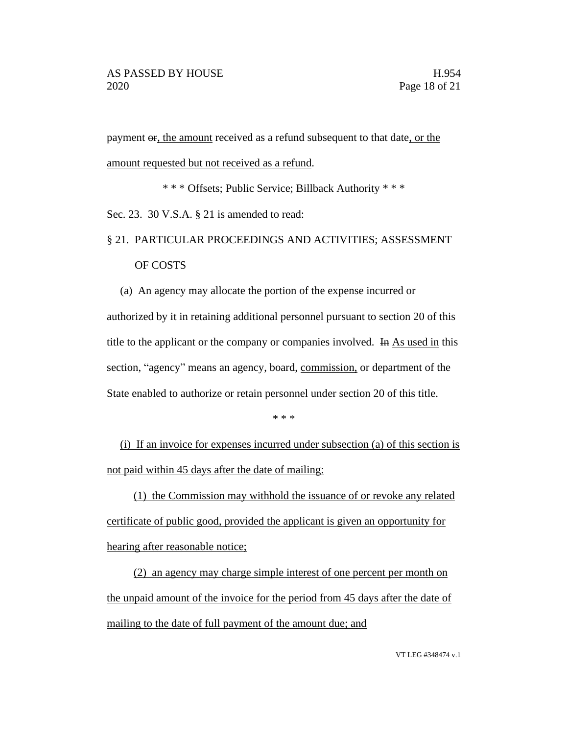payment ~~or~~, the amount received as a refund subsequent to that date, or the amount requested but not received as a refund.

\* \* \* Offsets; Public Service; Billback Authority \* \* \*

Sec. 23. 30 V.S.A. § 21 is amended to read:

§ 21. PARTICULAR PROCEEDINGS AND ACTIVITIES; ASSESSMENT OF COSTS

(a) An agency may allocate the portion of the expense incurred or authorized by it in retaining additional personnel pursuant to section 20 of this title to the applicant or the company or companies involved. ~~In~~ As used in this section, "agency" means an agency, board, commission, or department of the State enabled to authorize or retain personnel under section 20 of this title.

\* \* \*

(i) If an invoice for expenses incurred under subsection (a) of this section is not paid within 45 days after the date of mailing:

(1) the Commission may withhold the issuance of or revoke any related certificate of public good, provided the applicant is given an opportunity for hearing after reasonable notice;

(2) an agency may charge simple interest of one percent per month on the unpaid amount of the invoice for the period from 45 days after the date of mailing to the date of full payment of the amount due; and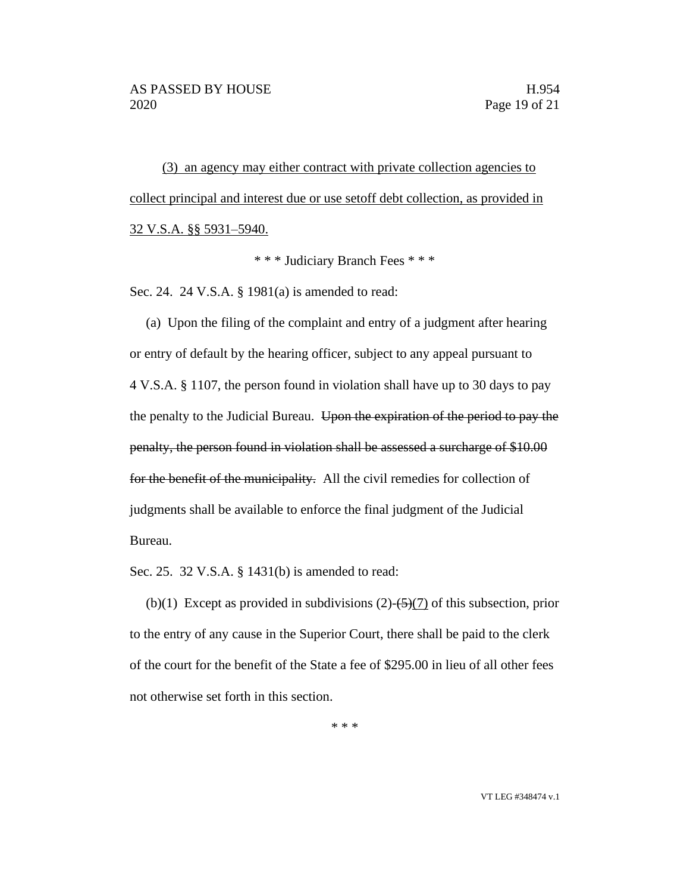(3) an agency may either contract with private collection agencies to collect principal and interest due or use setoff debt collection, as provided in 32 V.S.A. §§ 5931–5940.

\* \* \* Judiciary Branch Fees \* \* \*

Sec. 24. 24 V.S.A. § 1981(a) is amended to read:

(a) Upon the filing of the complaint and entry of a judgment after hearing or entry of default by the hearing officer, subject to any appeal pursuant to 4 V.S.A. § 1107, the person found in violation shall have up to 30 days to pay the penalty to the Judicial Bureau. ~~Upon the expiration of the period to pay the penalty, the person found in violation shall be assessed a surcharge of $10.00 for the benefit of the municipality.~~ All the civil remedies for collection of judgments shall be available to enforce the final judgment of the Judicial Bureau.

Sec. 25. 32 V.S.A. § 1431(b) is amended to read:

(b)(1) Except as provided in subdivisions (2)-~~(5)~~(7) of this subsection, prior to the entry of any cause in the Superior Court, there shall be paid to the clerk of the court for the benefit of the State a fee of $295.00 in lieu of all other fees not otherwise set forth in this section.

\* \* \*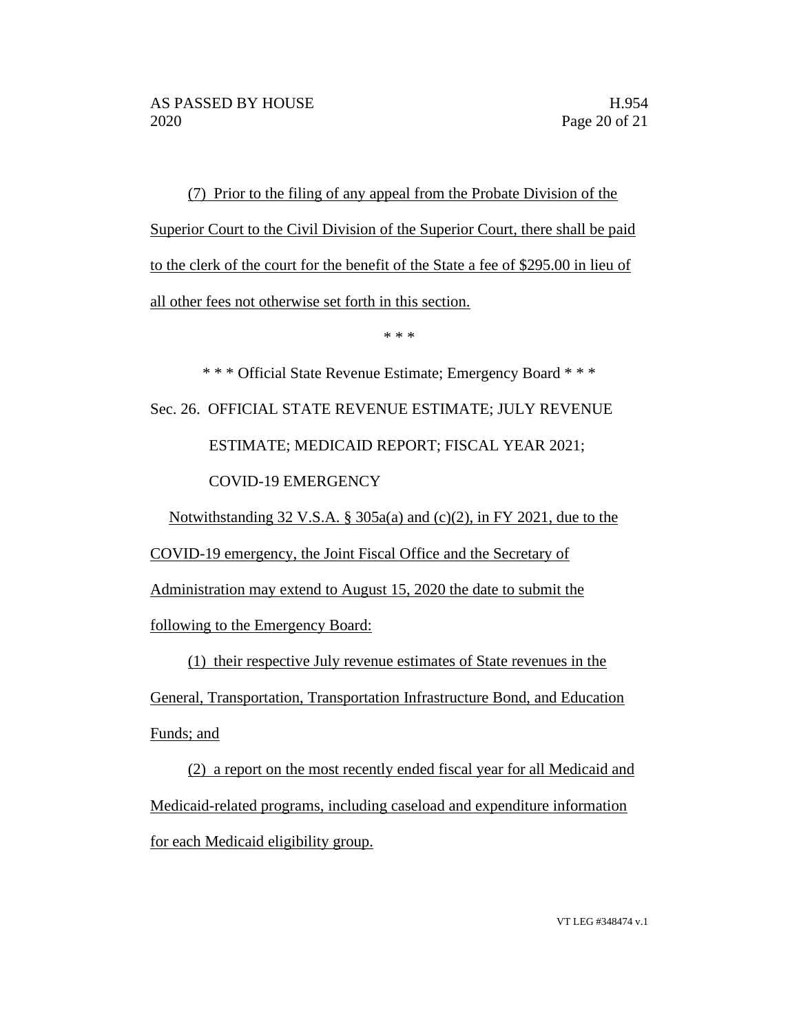(7) Prior to the filing of any appeal from the Probate Division of the Superior Court to the Civil Division of the Superior Court, there shall be paid to the clerk of the court for the benefit of the State a fee of $295.00 in lieu of all other fees not otherwise set forth in this section.

\* \* \*

\* \* \* Official State Revenue Estimate; Emergency Board \* \* \*

Sec. 26. OFFICIAL STATE REVENUE ESTIMATE; JULY REVENUE ESTIMATE; MEDICAID REPORT; FISCAL YEAR 2021; COVID-19 EMERGENCY

Notwithstanding 32 V.S.A. § 305a(a) and (c)(2), in FY 2021, due to the COVID-19 emergency, the Joint Fiscal Office and the Secretary of Administration may extend to August 15, 2020 the date to submit the following to the Emergency Board:

(1) their respective July revenue estimates of State revenues in the General, Transportation, Transportation Infrastructure Bond, and Education Funds; and

(2) a report on the most recently ended fiscal year for all Medicaid and Medicaid-related programs, including caseload and expenditure information for each Medicaid eligibility group.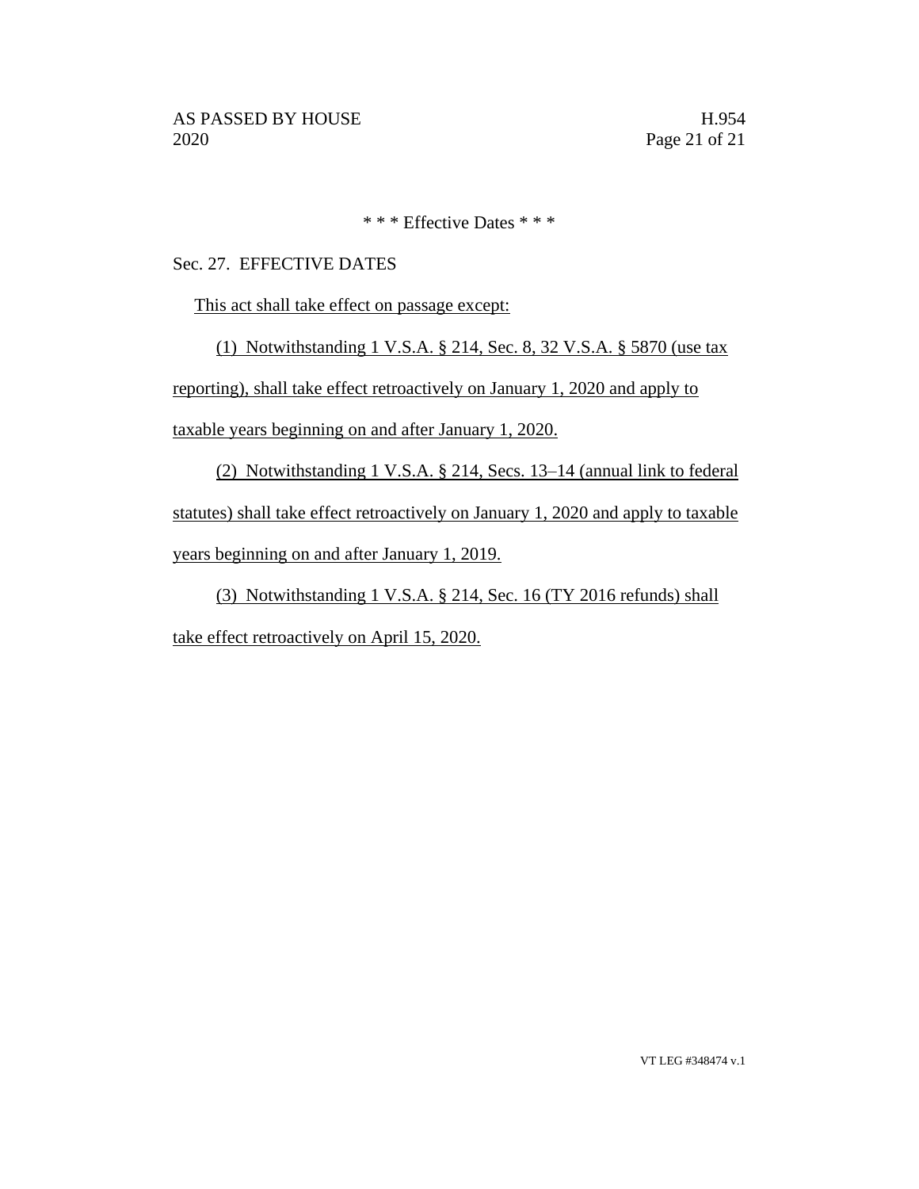\* \* \* Effective Dates \* \* \*

Sec. 27. EFFECTIVE DATES

This act shall take effect on passage except:

(1) Notwithstanding 1 V.S.A. § 214, Sec. 8, 32 V.S.A. § 5870 (use tax reporting), shall take effect retroactively on January 1, 2020 and apply to taxable years beginning on and after January 1, 2020.

(2) Notwithstanding 1 V.S.A. § 214, Secs. 13–14 (annual link to federal statutes) shall take effect retroactively on January 1, 2020 and apply to taxable years beginning on and after January 1, 2019.

(3) Notwithstanding 1 V.S.A. § 214, Sec. 16 (TY 2016 refunds) shall take effect retroactively on April 15, 2020.